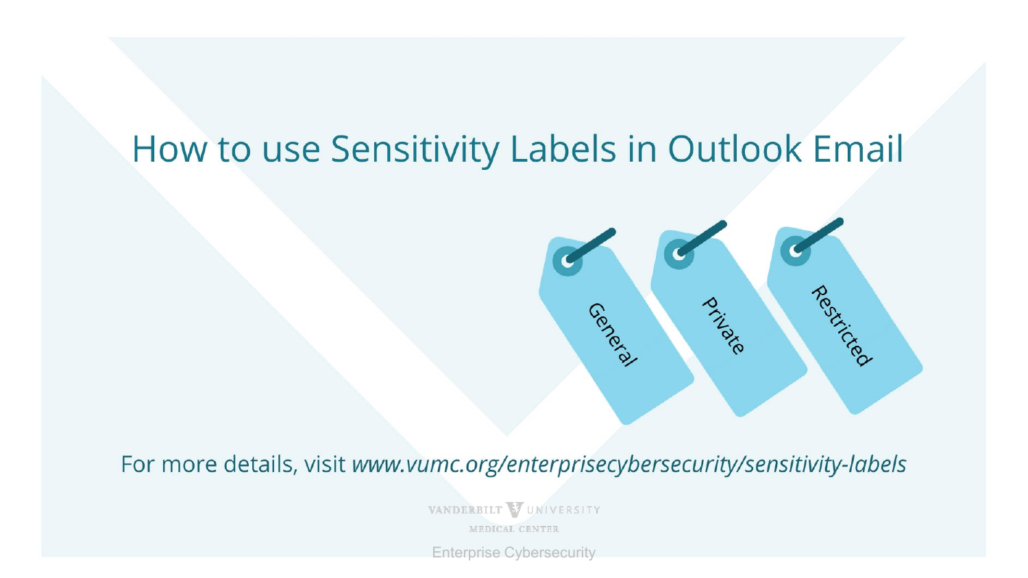# How to use Sensitivity Labels in Outlook Email

General

Private

Restricted

For more details, visit *www.vumc.org/enterprisecybersecurity/sensitivity-labels*

VANDERBILT UNIVERSITY MEDICAL CENTER

Enterprise Cybersecurity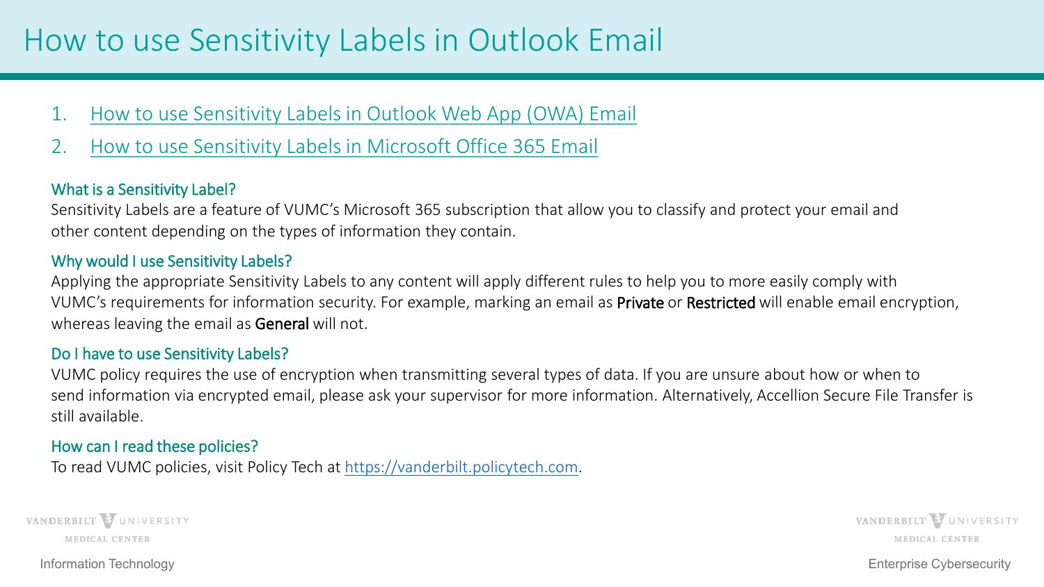# How to use Sensitivity Labels in Outlook Email

1. How to use Sensitivity Labels in Outlook Web App (OWA) Email
2. How to use Sensitivity Labels in Microsoft Office 365 Email

### What is a Sensitivity Label?

Sensitivity Labels are a feature of VUMC's Microsoft 365 subscription that allow you to classify and protect your email and other content depending on the types of information they contain.

### Why would I use Sensitivity Labels?

Applying the appropriate Sensitivity Labels to any content will apply different rules to help you to more easily comply with VUMC's requirements for information security. For example, marking an email as **Private** or **Restricted** will enable email encryption, whereas leaving the email as **General** will not.

### Do I have to use Sensitivity Labels?

VUMC policy requires the use of encryption when transmitting several types of data. If you are unsure about how or when to send information via encrypted email, please ask your supervisor for more information. Alternatively, Accellion Secure File Transfer is still available.

### How can I read these policies?

To read VUMC policies, visit Policy Tech at https://vanderbilt.policytech.com.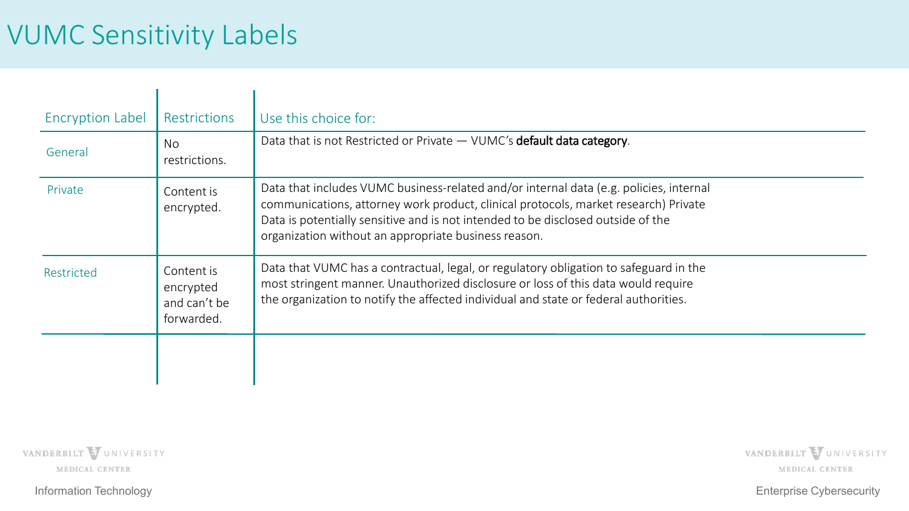# VUMC Sensitivity Labels

| Encryption Label | Restrictions | Use this choice for: |
| --- | --- | --- |
| General | No restrictions. | Data that is not Restricted or Private — VUMC's **default data category**. |
| Private | Content is encrypted. | Data that includes VUMC business-related and/or internal data (e.g. policies, internal communications, attorney work product, clinical protocols, market research) Private Data is potentially sensitive and is not intended to be disclosed outside of the organization without an appropriate business reason. |
| Restricted | Content is encrypted and can't be forwarded. | Data that VUMC has a contractual, legal, or regulatory obligation to safeguard in the most stringent manner. Unauthorized disclosure or loss of this data would require the organization to notify the affected individual and state or federal authorities. |
| | | |

Information Technology

Enterprise Cybersecurity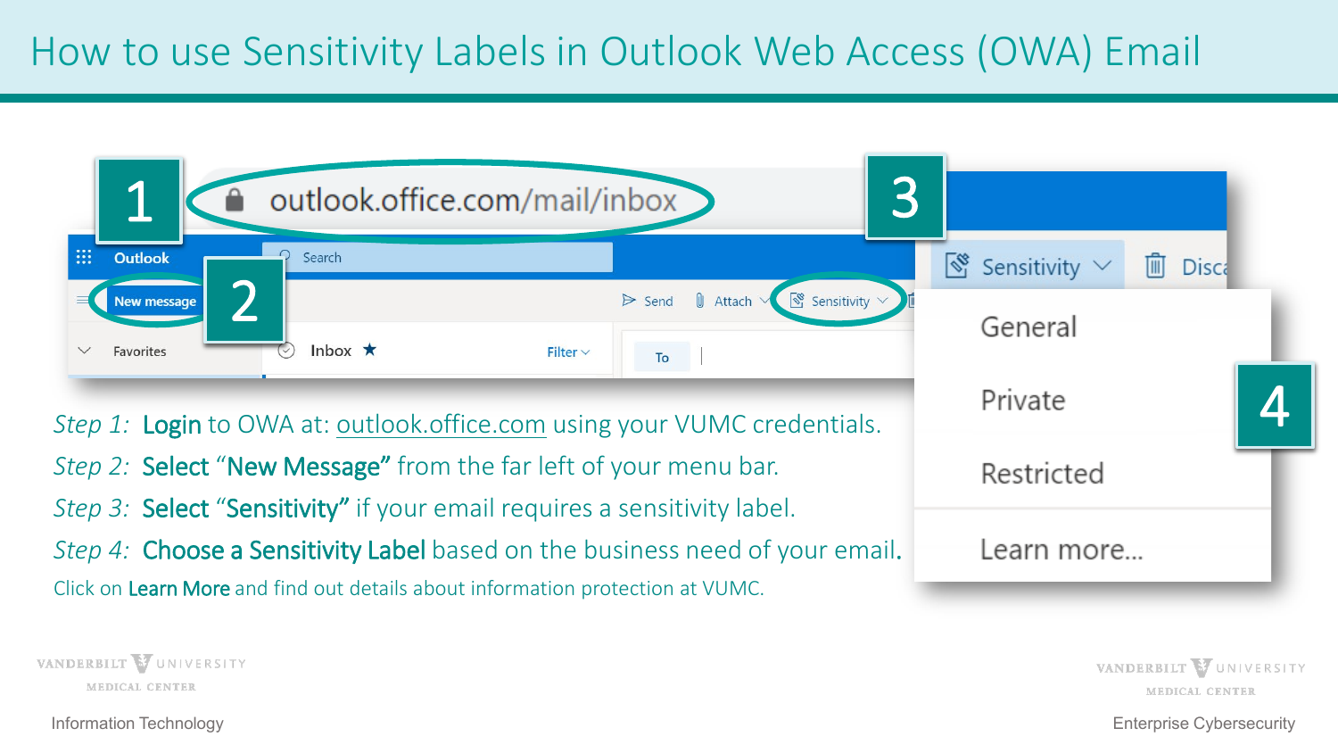# How to use Sensitivity Labels in Outlook Web Access (OWA) Email

*Step 1:* **Login** to OWA at: outlook.office.com using your VUMC credentials.

*Step 2:* **Select "New Message"** from the far left of your menu bar.

*Step 3:* **Select "Sensitivity"** if your email requires a sensitivity label.

*Step 4:* **Choose a Sensitivity Label** based on the business need of your email.

Click on **Learn More** and find out details about information protection at VUMC.

Information Technology

Enterprise Cybersecurity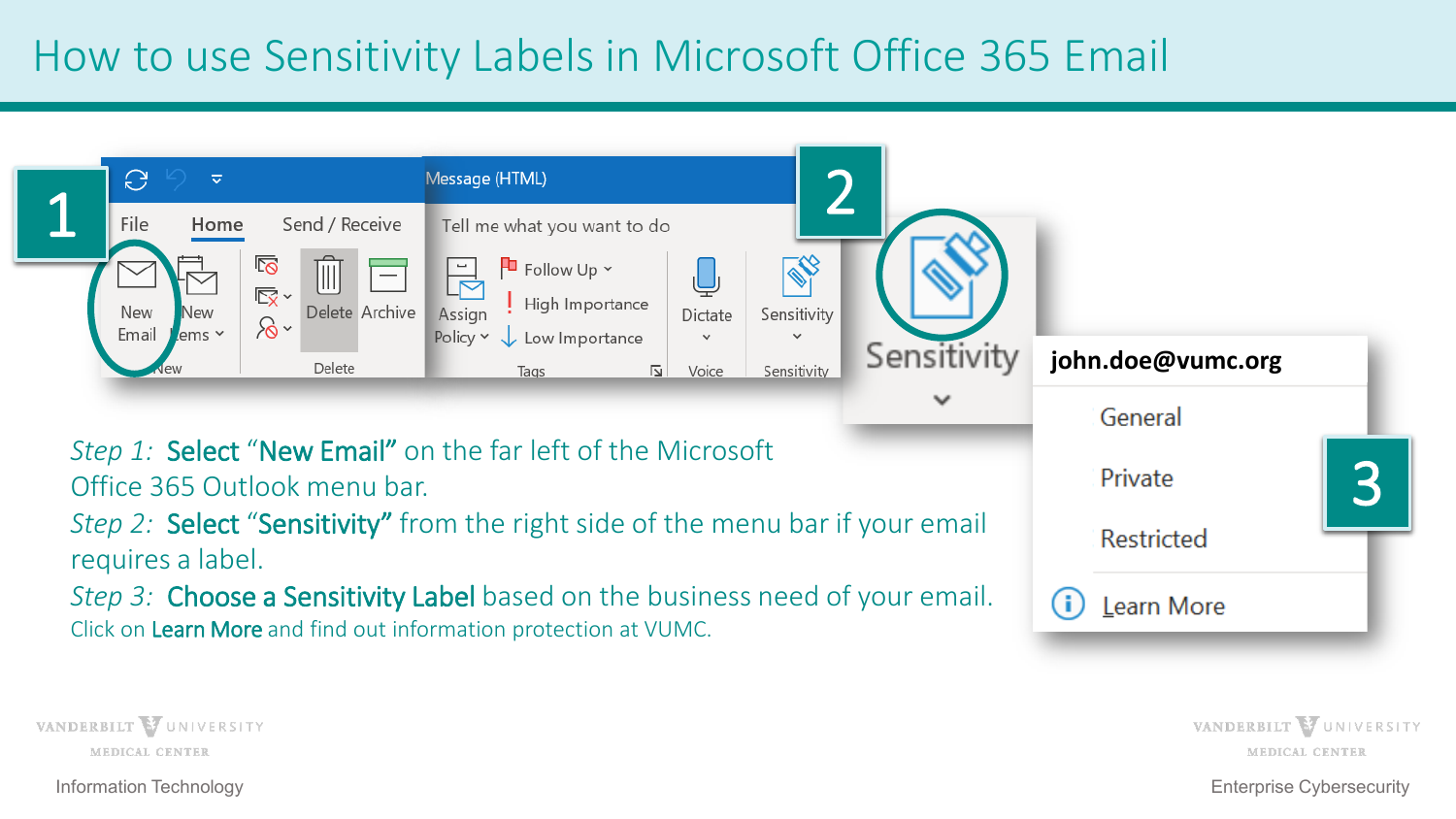# How to use Sensitivity Labels in Microsoft Office 365 Email

*Step 1:* **Select "New Email"** on the far left of the Microsoft Office 365 Outlook menu bar.

*Step 2:* **Select "Sensitivity"** from the right side of the menu bar if your email requires a label.

*Step 3:* **Choose a Sensitivity Label** based on the business need of your email.

Click on **Learn More** and find out information protection at VUMC.

Information Technology

Enterprise Cybersecurity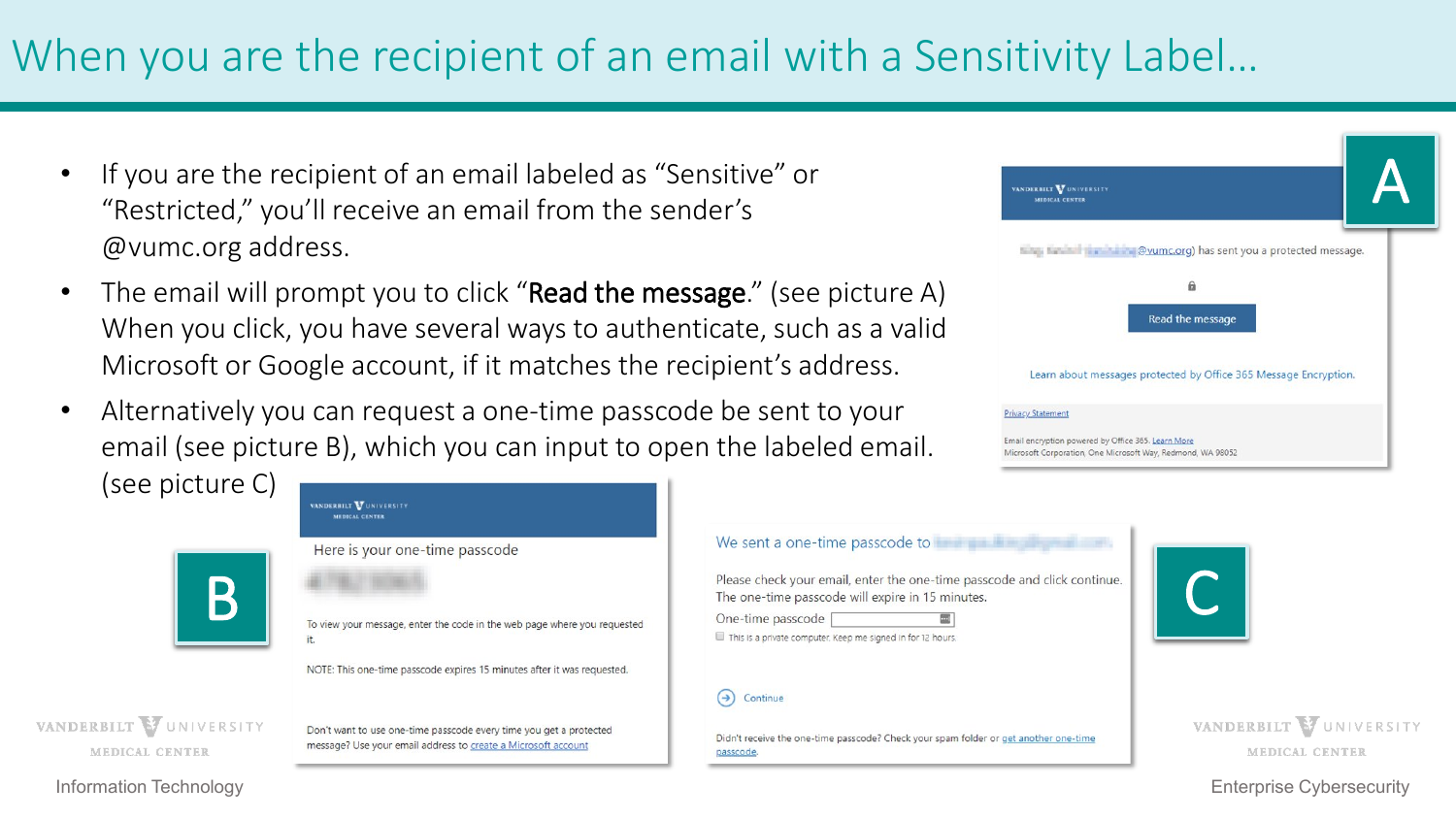# When you are the recipient of an email with a Sensitivity Label…

- If you are the recipient of an email labeled as "Sensitive" or "Restricted," you'll receive an email from the sender's @vumc.org address.
- The email will prompt you to click "**Read the message**." (see picture A) When you click, you have several ways to authenticate, such as a valid Microsoft or Google account, if it matches the recipient's address.
- Alternatively you can request a one-time passcode be sent to your email (see picture B), which you can input to open the labeled email. (see picture C)

**A**

@vumc.org) has sent you a protected message.

Read the message

Learn about messages protected by Office 365 Message Encryption.

Privacy Statement

Email encryption powered by Office 365. Learn More
Microsoft Corporation, One Microsoft Way, Redmond, WA 98052

**B**

Here is your one-time passcode

To view your message, enter the code in the web page where you requested it.

NOTE: This one-time passcode expires 15 minutes after it was requested.

Don't want to use one-time passcode every time you get a protected message? Use your email address to create a Microsoft account

**C**

We sent a one-time passcode to

Please check your email, enter the one-time passcode and click continue. The one-time passcode will expire in 15 minutes.

One-time passcode

This is a private computer. Keep me signed in for 12 hours.

Continue

Didn't receive the one-time passcode? Check your spam folder or get another one-time passcode.

Information Technology

Enterprise Cybersecurity